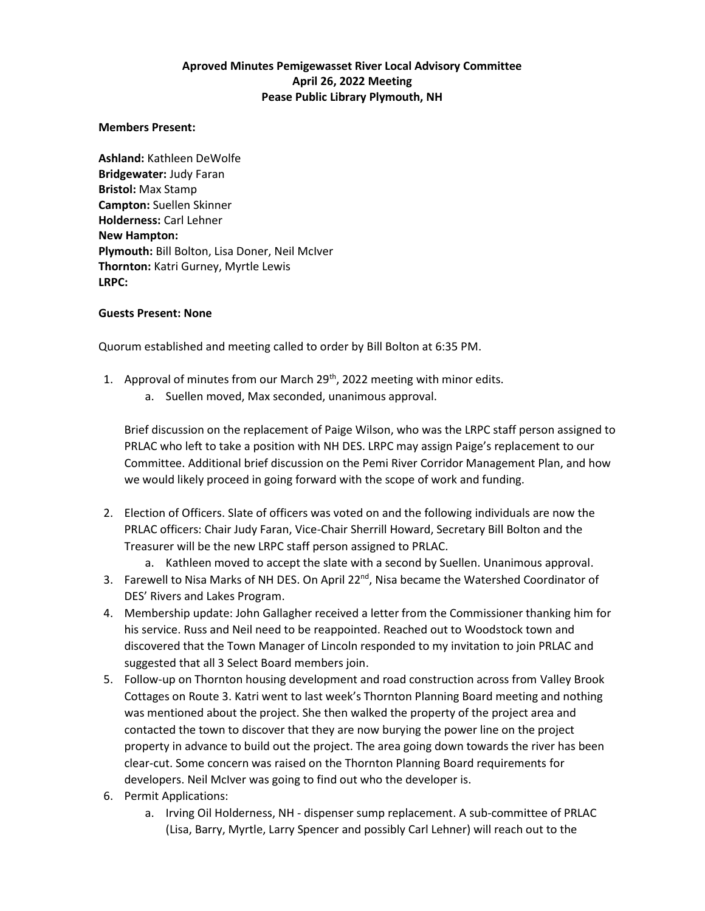**Aproved Minutes Pemigewasset River Local Advisory Committee**
**April 26, 2022 Meeting**
**Pease Public Library Plymouth, NH**

**Members Present:**

**Ashland:** Kathleen DeWolfe
**Bridgewater:** Judy Faran
**Bristol:** Max Stamp
**Campton:** Suellen Skinner
**Holderness:** Carl Lehner
**New Hampton:**
**Plymouth:** Bill Bolton, Lisa Doner, Neil McIver
**Thornton:** Katri Gurney, Myrtle Lewis
**LRPC:**

**Guests Present: None**

Quorum established and meeting called to order by Bill Bolton at 6:35 PM.

1. Approval of minutes from our March 29th, 2022 meeting with minor edits.
    a. Suellen moved, Max seconded, unanimous approval.

    Brief discussion on the replacement of Paige Wilson, who was the LRPC staff person assigned to PRLAC who left to take a position with NH DES. LRPC may assign Paige's replacement to our Committee. Additional brief discussion on the Pemi River Corridor Management Plan, and how we would likely proceed in going forward with the scope of work and funding.

2. Election of Officers. Slate of officers was voted on and the following individuals are now the PRLAC officers: Chair Judy Faran, Vice-Chair Sherrill Howard, Secretary Bill Bolton and the Treasurer will be the new LRPC staff person assigned to PRLAC.
    a. Kathleen moved to accept the slate with a second by Suellen. Unanimous approval.
3. Farewell to Nisa Marks of NH DES. On April 22nd, Nisa became the Watershed Coordinator of DES' Rivers and Lakes Program.
4. Membership update: John Gallagher received a letter from the Commissioner thanking him for his service. Russ and Neil need to be reappointed. Reached out to Woodstock town and discovered that the Town Manager of Lincoln responded to my invitation to join PRLAC and suggested that all 3 Select Board members join.
5. Follow-up on Thornton housing development and road construction across from Valley Brook Cottages on Route 3. Katri went to last week's Thornton Planning Board meeting and nothing was mentioned about the project. She then walked the property of the project area and contacted the town to discover that they are now burying the power line on the project property in advance to build out the project. The area going down towards the river has been clear-cut. Some concern was raised on the Thornton Planning Board requirements for developers. Neil McIver was going to find out who the developer is.
6. Permit Applications:
    a. Irving Oil Holderness, NH - dispenser sump replacement. A sub-committee of PRLAC (Lisa, Barry, Myrtle, Larry Spencer and possibly Carl Lehner) will reach out to the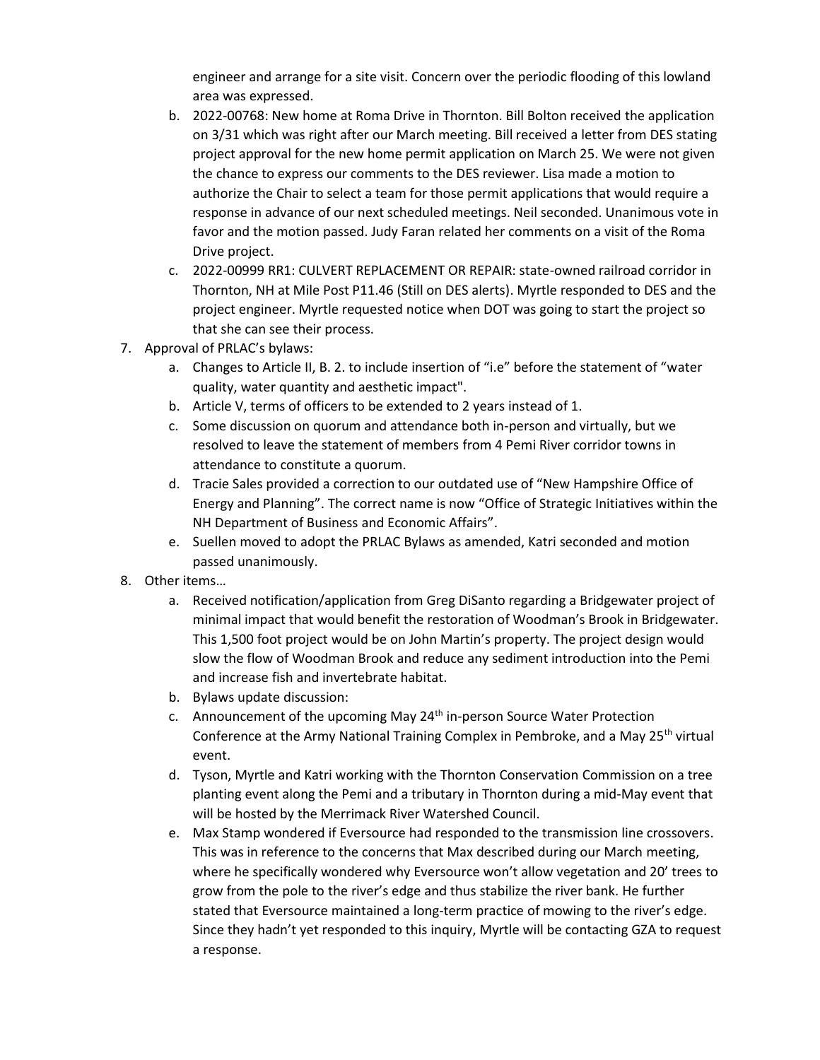engineer and arrange for a site visit. Concern over the periodic flooding of this lowland area was expressed.

   b. 2022-00768: New home at Roma Drive in Thornton. Bill Bolton received the application on 3/31 which was right after our March meeting. Bill received a letter from DES stating project approval for the new home permit application on March 25. We were not given the chance to express our comments to the DES reviewer. Lisa made a motion to authorize the Chair to select a team for those permit applications that would require a response in advance of our next scheduled meetings. Neil seconded. Unanimous vote in favor and the motion passed. Judy Faran related her comments on a visit of the Roma Drive project.
   c. 2022-00999 RR1: CULVERT REPLACEMENT OR REPAIR: state-owned railroad corridor in Thornton, NH at Mile Post P11.46 (Still on DES alerts). Myrtle responded to DES and the project engineer. Myrtle requested notice when DOT was going to start the project so that she can see their process.

7. Approval of PRLAC's bylaws:
   a. Changes to Article II, B. 2. to include insertion of "i.e" before the statement of "water quality, water quantity and aesthetic impact".
   b. Article V, terms of officers to be extended to 2 years instead of 1.
   c. Some discussion on quorum and attendance both in-person and virtually, but we resolved to leave the statement of members from 4 Pemi River corridor towns in attendance to constitute a quorum.
   d. Tracie Sales provided a correction to our outdated use of "New Hampshire Office of Energy and Planning". The correct name is now "Office of Strategic Initiatives within the NH Department of Business and Economic Affairs".
   e. Suellen moved to adopt the PRLAC Bylaws as amended, Katri seconded and motion passed unanimously.

8. Other items…
   a. Received notification/application from Greg DiSanto regarding a Bridgewater project of minimal impact that would benefit the restoration of Woodman's Brook in Bridgewater. This 1,500 foot project would be on John Martin's property. The project design would slow the flow of Woodman Brook and reduce any sediment introduction into the Pemi and increase fish and invertebrate habitat.
   b. Bylaws update discussion:
   c. Announcement of the upcoming May 24th in-person Source Water Protection Conference at the Army National Training Complex in Pembroke, and a May 25th virtual event.
   d. Tyson, Myrtle and Katri working with the Thornton Conservation Commission on a tree planting event along the Pemi and a tributary in Thornton during a mid-May event that will be hosted by the Merrimack River Watershed Council.
   e. Max Stamp wondered if Eversource had responded to the transmission line crossovers. This was in reference to the concerns that Max described during our March meeting, where he specifically wondered why Eversource won't allow vegetation and 20' trees to grow from the pole to the river's edge and thus stabilize the river bank. He further stated that Eversource maintained a long-term practice of mowing to the river's edge. Since they hadn't yet responded to this inquiry, Myrtle will be contacting GZA to request a response.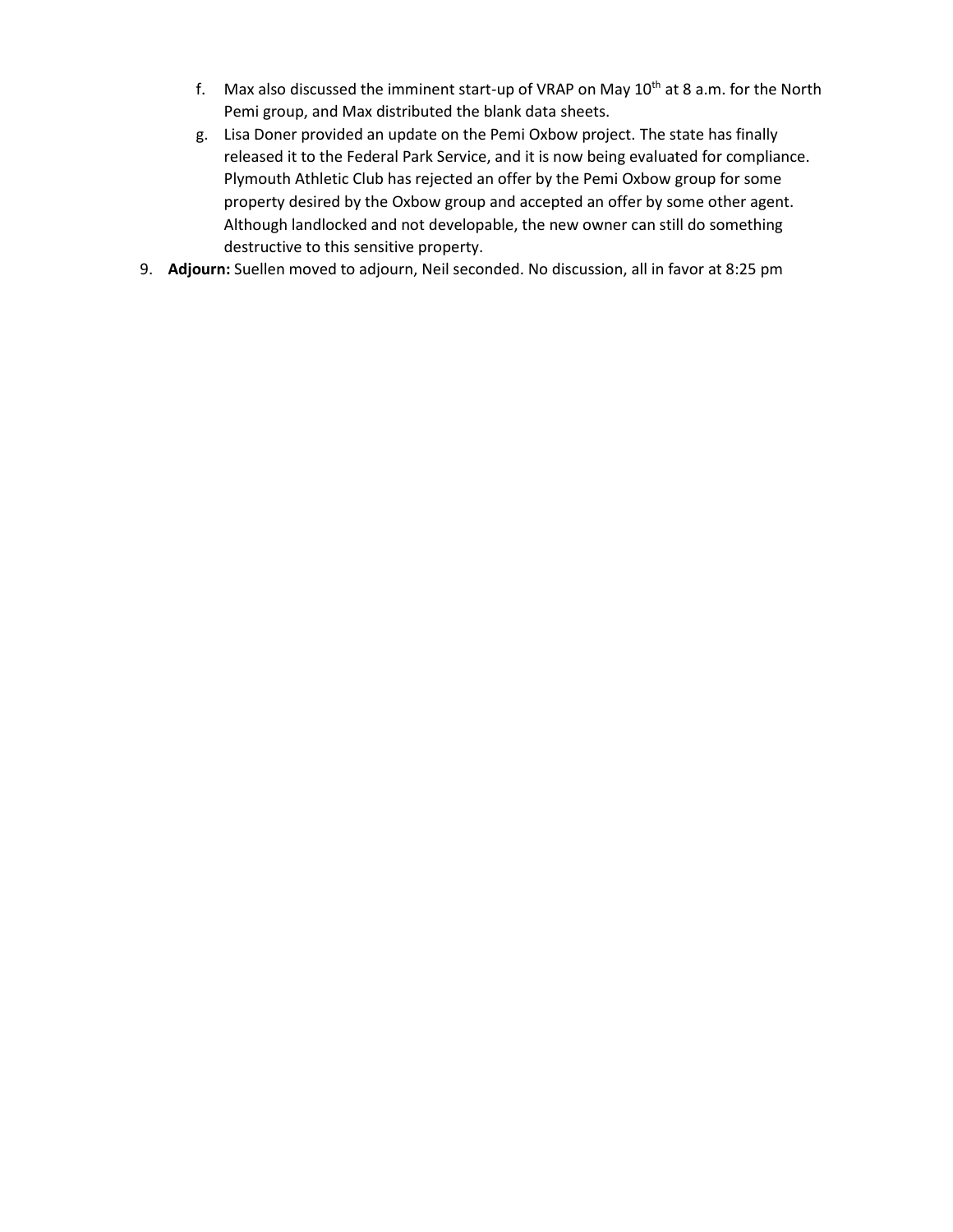f. Max also discussed the imminent start-up of VRAP on May 10th at 8 a.m. for the North Pemi group, and Max distributed the blank data sheets.
   g. Lisa Doner provided an update on the Pemi Oxbow project. The state has finally released it to the Federal Park Service, and it is now being evaluated for compliance. Plymouth Athletic Club has rejected an offer by the Pemi Oxbow group for some property desired by the Oxbow group and accepted an offer by some other agent. Although landlocked and not developable, the new owner can still do something destructive to this sensitive property.

9. **Adjourn:** Suellen moved to adjourn, Neil seconded. No discussion, all in favor at 8:25 pm